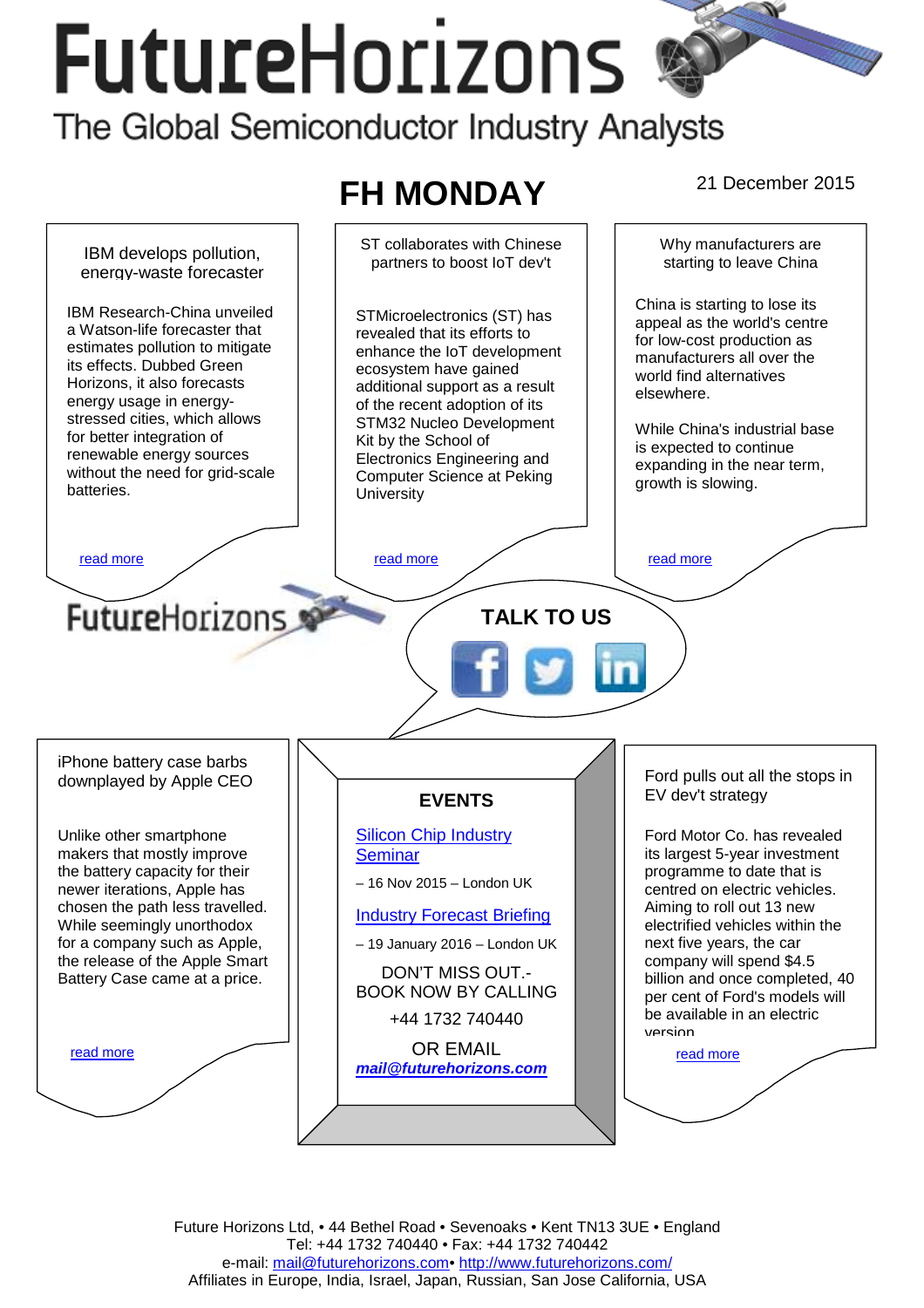# FutureHorizons

The Global Semiconductor Industry Analysts

## FH MONDAY

21 December 2015

### IBM develops pollution, energy-waste forecaster

IBM Research-China unveiled a Watson-life forecaster that estimates pollution to mitigate its effects. Dubbed Green Horizons, it also forecasts energy usage in energy-stressed cities, which allows for better integration of renewable energy sources without the need for grid-scale batteries.

read more

### ST collaborates with Chinese partners to boost IoT dev't

STMicroelectronics (ST) has revealed that its efforts to enhance the IoT development ecosystem have gained additional support as a result of the recent adoption of its STM32 Nucleo Development Kit by the School of Electronics Engineering and Computer Science at Peking University

read more

### Why manufacturers are starting to leave China

China is starting to lose its appeal as the world's centre for low-cost production as manufacturers all over the world find alternatives elsewhere.

While China's industrial base is expected to continue expanding in the near term, growth is slowing.

read more

FutureHorizons

**TALK TO US**

### iPhone battery case barbs downplayed by Apple CEO

Unlike other smartphone makers that mostly improve the battery capacity for their newer iterations, Apple has chosen the path less travelled. While seemingly unorthodox for a company such as Apple, the release of the Apple Smart Battery Case came at a price.

read more

### EVENTS

Silicon Chip Industry Seminar

– 16 Nov 2015 – London UK

Industry Forecast Briefing

– 19 January 2016 – London UK

DON'T MISS OUT.-
BOOK NOW BY CALLING

+44 1732 740440

OR EMAIL

***mail@futurehorizons.com***

### Ford pulls out all the stops in EV dev't strategy

Ford Motor Co. has revealed its largest 5-year investment programme to date that is centred on electric vehicles. Aiming to roll out 13 new electrified vehicles within the next five years, the car company will spend $4.5 billion and once completed, 40 per cent of Ford's models will be available in an electric version

read more

Future Horizons Ltd, • 44 Bethel Road • Sevenoaks • Kent TN13 3UE • England
Tel: +44 1732 740440 • Fax: +44 1732 740442
e-mail: mail@futurehorizons.com• http://www.futurehorizons.com/
Affiliates in Europe, India, Israel, Japan, Russian, San Jose California, USA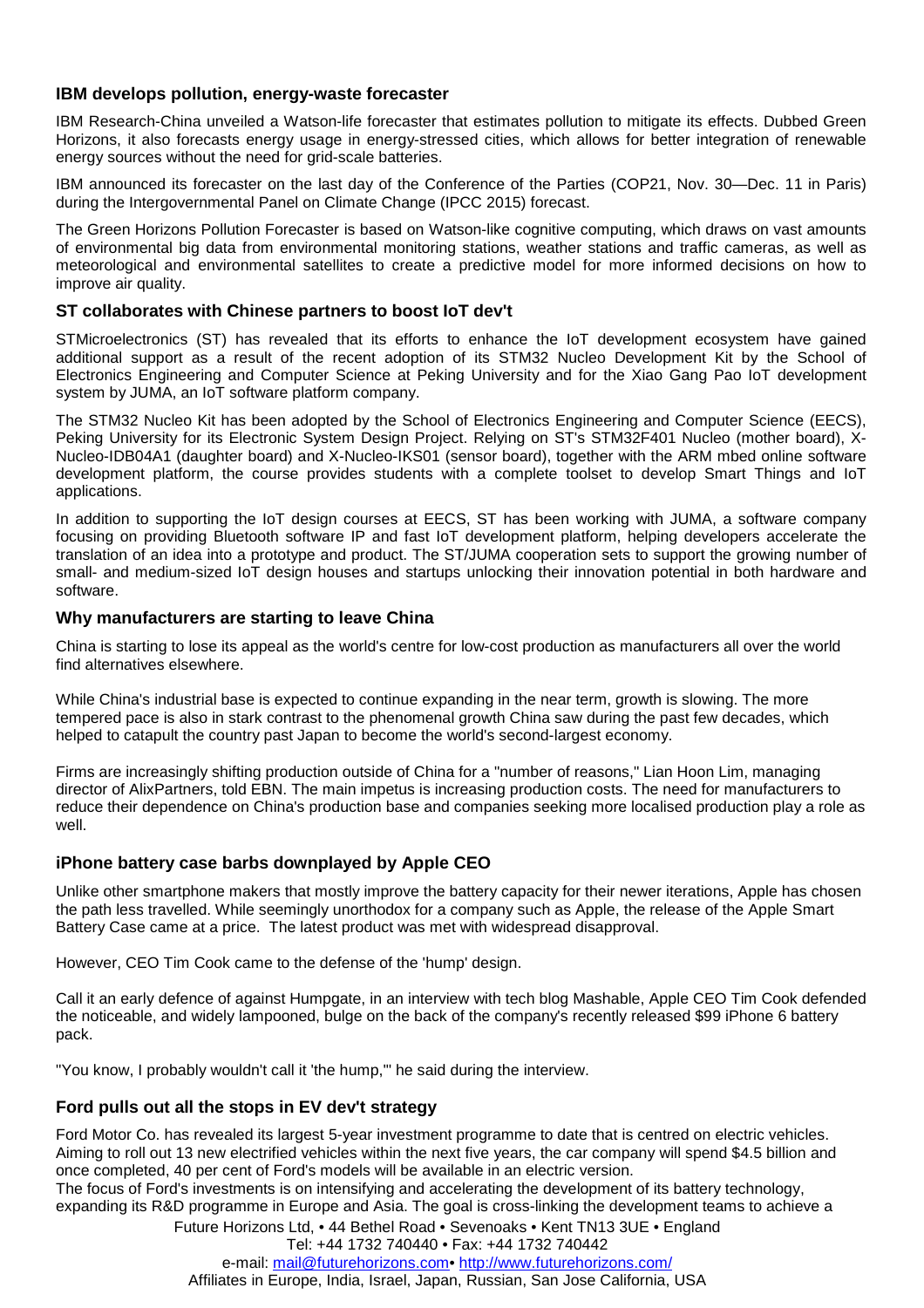### IBM develops pollution, energy-waste forecaster

IBM Research-China unveiled a Watson-life forecaster that estimates pollution to mitigate its effects. Dubbed Green Horizons, it also forecasts energy usage in energy-stressed cities, which allows for better integration of renewable energy sources without the need for grid-scale batteries.

IBM announced its forecaster on the last day of the Conference of the Parties (COP21, Nov. 30—Dec. 11 in Paris) during the Intergovernmental Panel on Climate Change (IPCC 2015) forecast.

The Green Horizons Pollution Forecaster is based on Watson-like cognitive computing, which draws on vast amounts of environmental big data from environmental monitoring stations, weather stations and traffic cameras, as well as meteorological and environmental satellites to create a predictive model for more informed decisions on how to improve air quality.

### ST collaborates with Chinese partners to boost IoT dev't

STMicroelectronics (ST) has revealed that its efforts to enhance the IoT development ecosystem have gained additional support as a result of the recent adoption of its STM32 Nucleo Development Kit by the School of Electronics Engineering and Computer Science at Peking University and for the Xiao Gang Pao IoT development system by JUMA, an IoT software platform company.

The STM32 Nucleo Kit has been adopted by the School of Electronics Engineering and Computer Science (EECS), Peking University for its Electronic System Design Project. Relying on ST's STM32F401 Nucleo (mother board), X-Nucleo-IDB04A1 (daughter board) and X-Nucleo-IKS01 (sensor board), together with the ARM mbed online software development platform, the course provides students with a complete toolset to develop Smart Things and IoT applications.

In addition to supporting the IoT design courses at EECS, ST has been working with JUMA, a software company focusing on providing Bluetooth software IP and fast IoT development platform, helping developers accelerate the translation of an idea into a prototype and product. The ST/JUMA cooperation sets to support the growing number of small- and medium-sized IoT design houses and startups unlocking their innovation potential in both hardware and software.

### Why manufacturers are starting to leave China

China is starting to lose its appeal as the world's centre for low-cost production as manufacturers all over the world find alternatives elsewhere.

While China's industrial base is expected to continue expanding in the near term, growth is slowing. The more tempered pace is also in stark contrast to the phenomenal growth China saw during the past few decades, which helped to catapult the country past Japan to become the world's second-largest economy.

Firms are increasingly shifting production outside of China for a "number of reasons," Lian Hoon Lim, managing director of AlixPartners, told EBN. The main impetus is increasing production costs. The need for manufacturers to reduce their dependence on China's production base and companies seeking more localised production play a role as well.

### iPhone battery case barbs downplayed by Apple CEO

Unlike other smartphone makers that mostly improve the battery capacity for their newer iterations, Apple has chosen the path less travelled. While seemingly unorthodox for a company such as Apple, the release of the Apple Smart Battery Case came at a price. The latest product was met with widespread disapproval.

However, CEO Tim Cook came to the defense of the 'hump' design.

Call it an early defence of against Humpgate, in an interview with tech blog Mashable, Apple CEO Tim Cook defended the noticeable, and widely lampooned, bulge on the back of the company's recently released $99 iPhone 6 battery pack.

"You know, I probably wouldn't call it 'the hump,'" he said during the interview.

### Ford pulls out all the stops in EV dev't strategy

Ford Motor Co. has revealed its largest 5-year investment programme to date that is centred on electric vehicles. Aiming to roll out 13 new electrified vehicles within the next five years, the car company will spend $4.5 billion and once completed, 40 per cent of Ford's models will be available in an electric version.
The focus of Ford's investments is on intensifying and accelerating the development of its battery technology, expanding its R&D programme in Europe and Asia. The goal is cross-linking the development teams to achieve a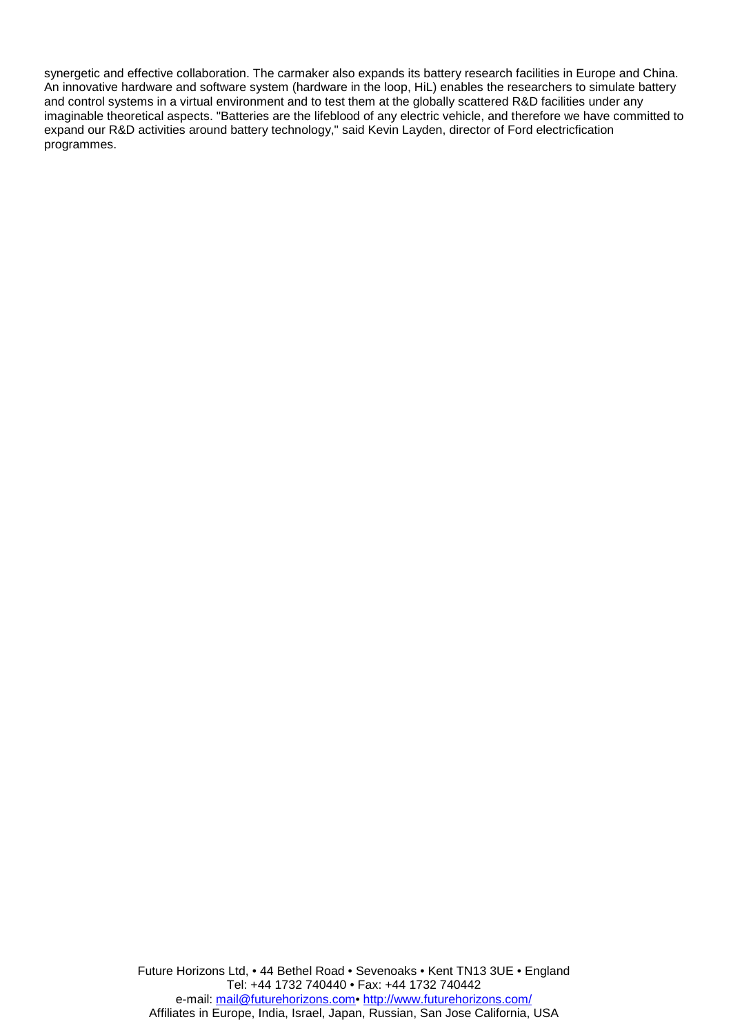synergetic and effective collaboration. The carmaker also expands its battery research facilities in Europe and China. An innovative hardware and software system (hardware in the loop, HiL) enables the researchers to simulate battery and control systems in a virtual environment and to test them at the globally scattered R&D facilities under any imaginable theoretical aspects. "Batteries are the lifeblood of any electric vehicle, and therefore we have committed to expand our R&D activities around battery technology," said Kevin Layden, director of Ford electricfication programmes.

Future Horizons Ltd, • 44 Bethel Road • Sevenoaks • Kent TN13 3UE • England
Tel: +44 1732 740440 • Fax: +44 1732 740442
e-mail: mail@futurehorizons.com• http://www.futurehorizons.com/
Affiliates in Europe, India, Israel, Japan, Russian, San Jose California, USA